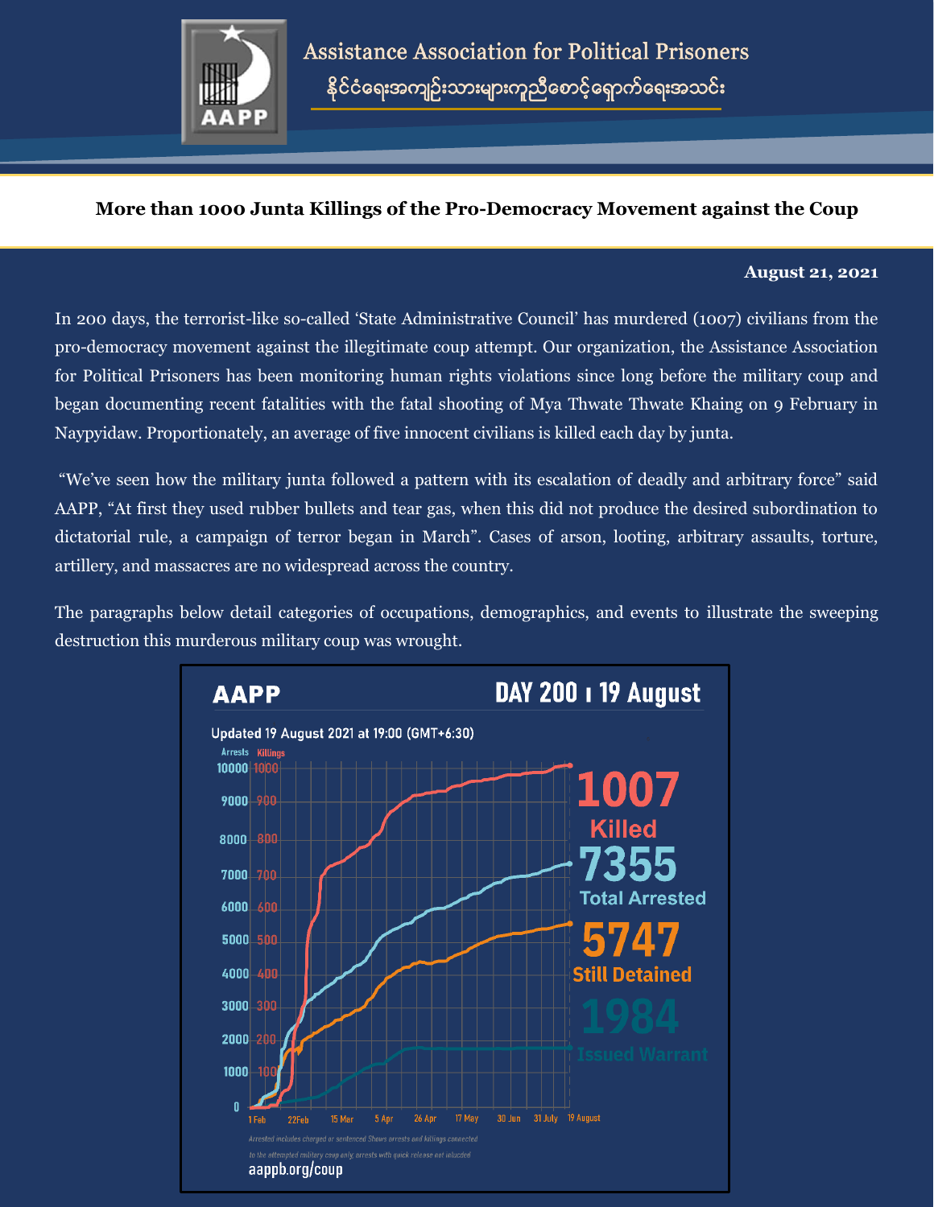# Assistance Association for Political Prisoners

နိုင်ငံရေးအကျဉ်းသားများကူညီစောင့်ရှောက်ရေးအသင်း

## More than 1000 Junta Killings of the Pro-Democracy Movement against the Coup

**August 21, 2021**

In 200 days, the terrorist-like so-called 'State Administrative Council' has murdered (1007) civilians from the pro-democracy movement against the illegitimate coup attempt. Our organization, the Assistance Association for Political Prisoners has been monitoring human rights violations since long before the military coup and began documenting recent fatalities with the fatal shooting of Mya Thwate Thwate Khaing on 9 February in Naypyidaw. Proportionately, an average of five innocent civilians is killed each day by junta.

"We've seen how the military junta followed a pattern with its escalation of deadly and arbitrary force" said AAPP, "At first they used rubber bullets and tear gas, when this did not produce the desired subordination to dictatorial rule, a campaign of terror began in March". Cases of arson, looting, arbitrary assaults, torture, artillery, and massacres are no widespread across the country.

The paragraphs below detail categories of occupations, demographics, and events to illustrate the sweeping destruction this murderous military coup was wrought.

AAPP — DAY 200 | 19 August

Updated 19 August 2021 at 19:00 (GMT+6:30)

1007 Killed
7355 Total Arrested
5747 Still Detained
1984 Issued Warrant

Arrested includes charged or sentenced. Shows arrests and killings connected to the attempted military coup only, arrests with quick release not included

aappb.org/coup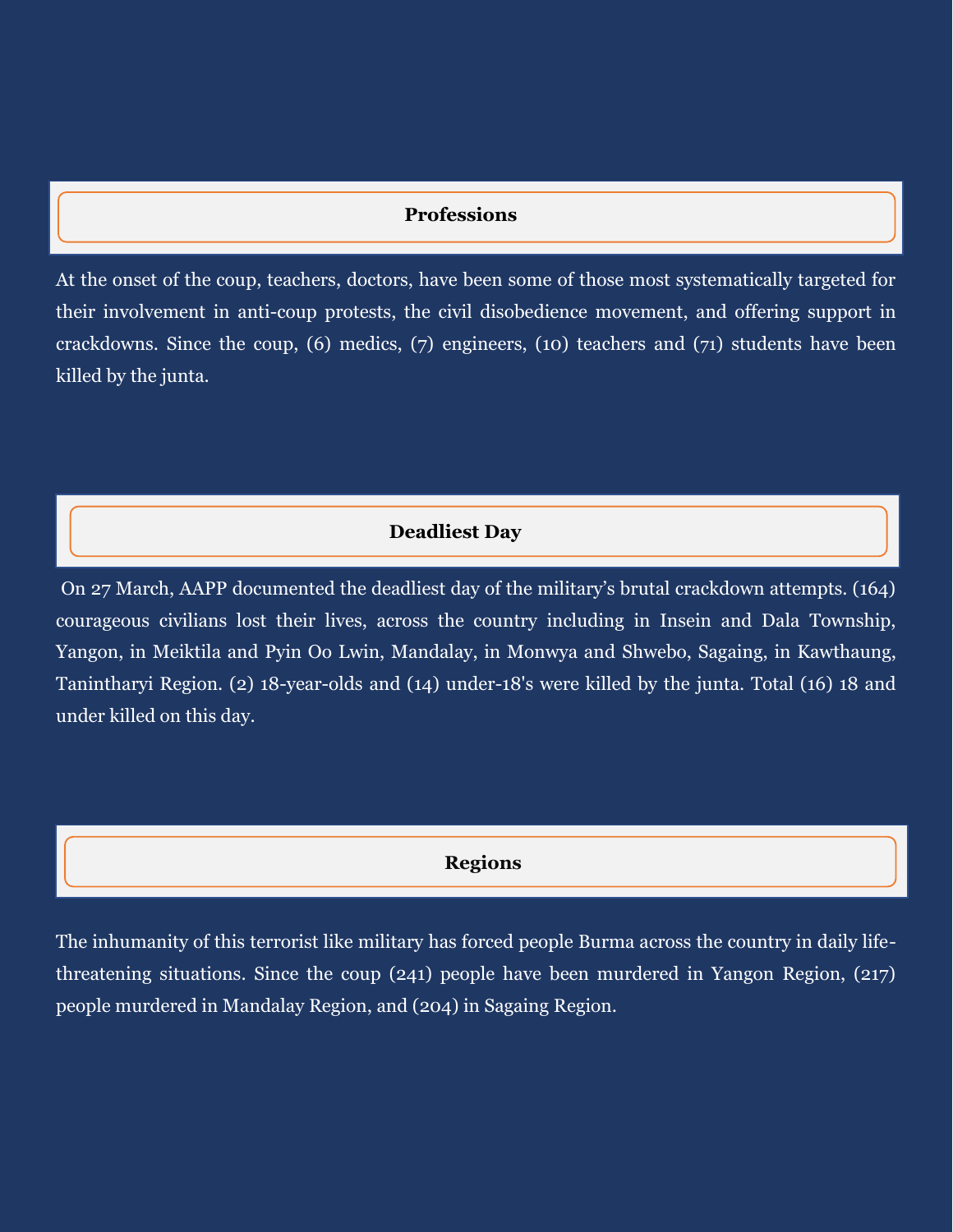## Professions

At the onset of the coup, teachers, doctors, have been some of those most systematically targeted for their involvement in anti-coup protests, the civil disobedience movement, and offering support in crackdowns. Since the coup, (6) medics, (7) engineers, (10) teachers and (71) students have been killed by the junta.

## Deadliest Day

On 27 March, AAPP documented the deadliest day of the military's brutal crackdown attempts. (164) courageous civilians lost their lives, across the country including in Insein and Dala Township, Yangon, in Meiktila and Pyin Oo Lwin, Mandalay, in Monwya and Shwebo, Sagaing, in Kawthaung, Tanintharyi Region. (2) 18-year-olds and (14) under-18's were killed by the junta. Total (16) 18 and under killed on this day.

## Regions

The inhumanity of this terrorist like military has forced people Burma across the country in daily life-threatening situations. Since the coup (241) people have been murdered in Yangon Region, (217) people murdered in Mandalay Region, and (204) in Sagaing Region.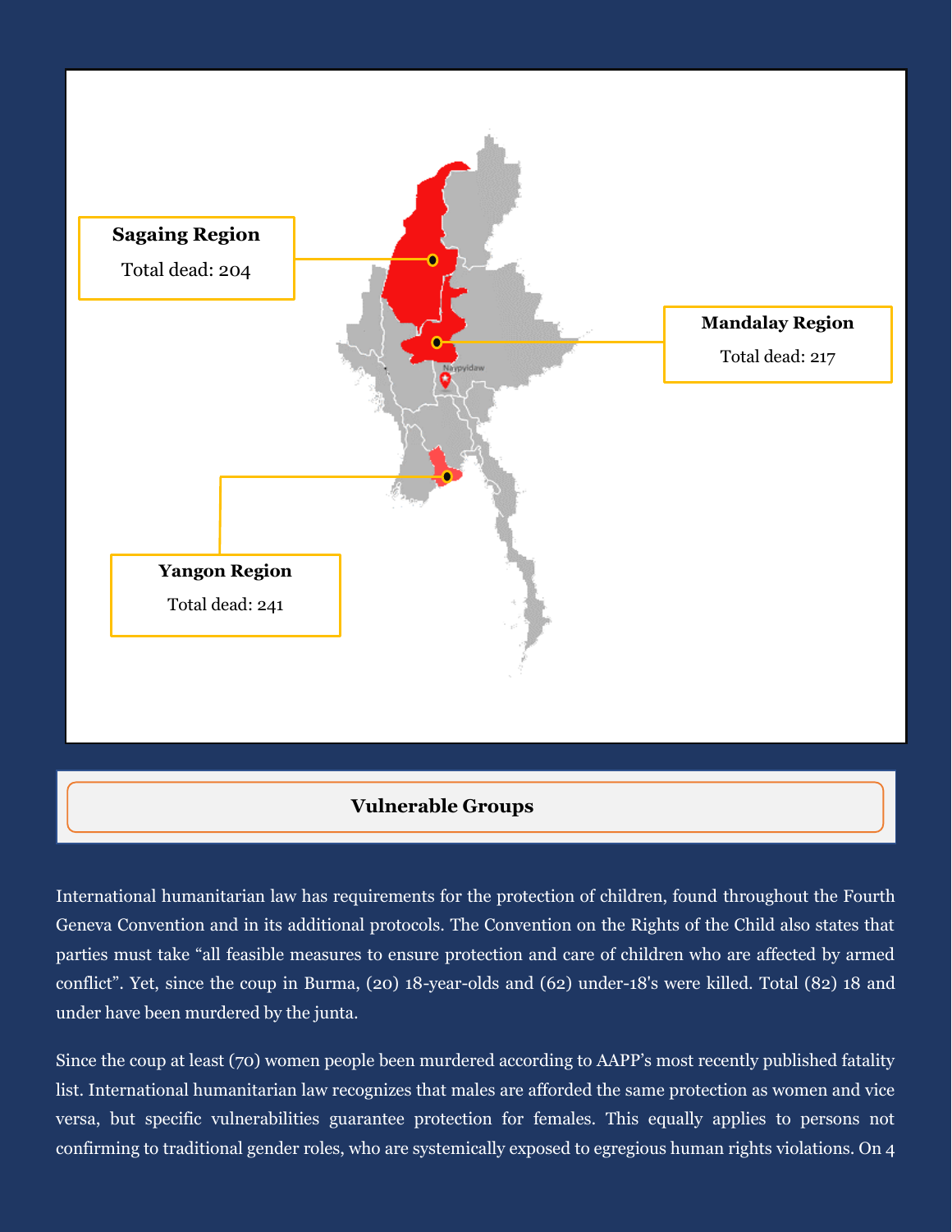Sagaing Region

Total dead: 204

Mandalay Region

Total dead: 217

Naypyidaw

Yangon Region

Total dead: 241

## Vulnerable Groups

International humanitarian law has requirements for the protection of children, found throughout the Fourth Geneva Convention and in its additional protocols. The Convention on the Rights of the Child also states that parties must take "all feasible measures to ensure protection and care of children who are affected by armed conflict". Yet, since the coup in Burma, (20) 18-year-olds and (62) under-18's were killed. Total (82) 18 and under have been murdered by the junta.

Since the coup at least (70) women people been murdered according to AAPP's most recently published fatality list. International humanitarian law recognizes that males are afforded the same protection as women and vice versa, but specific vulnerabilities guarantee protection for females. This equally applies to persons not confirming to traditional gender roles, who are systemically exposed to egregious human rights violations. On 4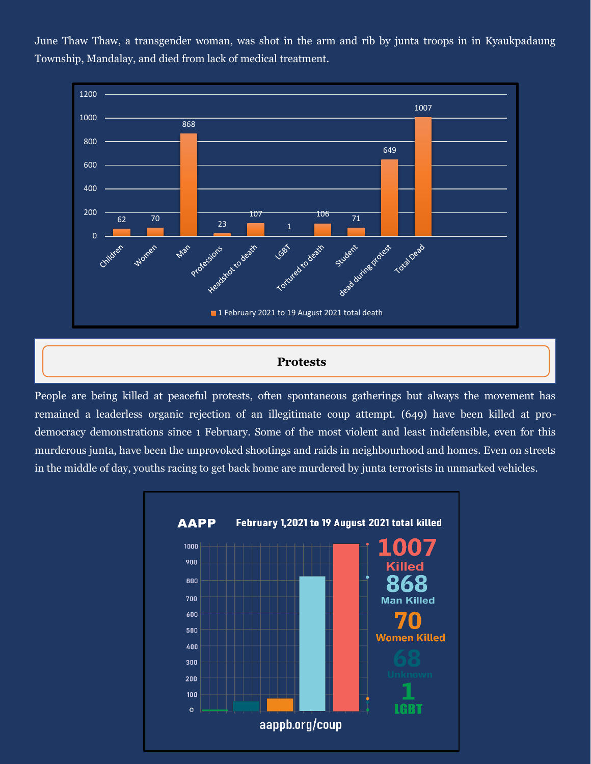June Thaw Thaw, a transgender woman, was shot in the arm and rib by junta troops in in Kyaukpadaung Township, Mandalay, and died from lack of medical treatment.

1200
1000
800
600
400
200
0

62 Children
70 Women
868 Man
23 Professions
107 Headshot to death
1 LGBT
106 Tortured to death
71 Student
649 dead during protest
1007 Total Dead

1 February 2021 to 19 August 2021 total death

## Protests

People are being killed at peaceful protests, often spontaneous gatherings but always the movement has remained a leaderless organic rejection of an illegitimate coup attempt. (649) have been killed at pro-democracy demonstrations since 1 February. Some of the most violent and least indefensible, even for this murderous junta, have been the unprovoked shootings and raids in neighbourhood and homes. Even on streets in the middle of day, youths racing to get back home are murdered by junta terrorists in unmarked vehicles.

AAPP

February 1,2021 to 19 August 2021 total killed

1000
900
800
700
600
500
400
300
200
100
0

1007 Killed
868 Man Killed
70 Women Killed
68 Unknown
1 LGBT

aappb.org/coup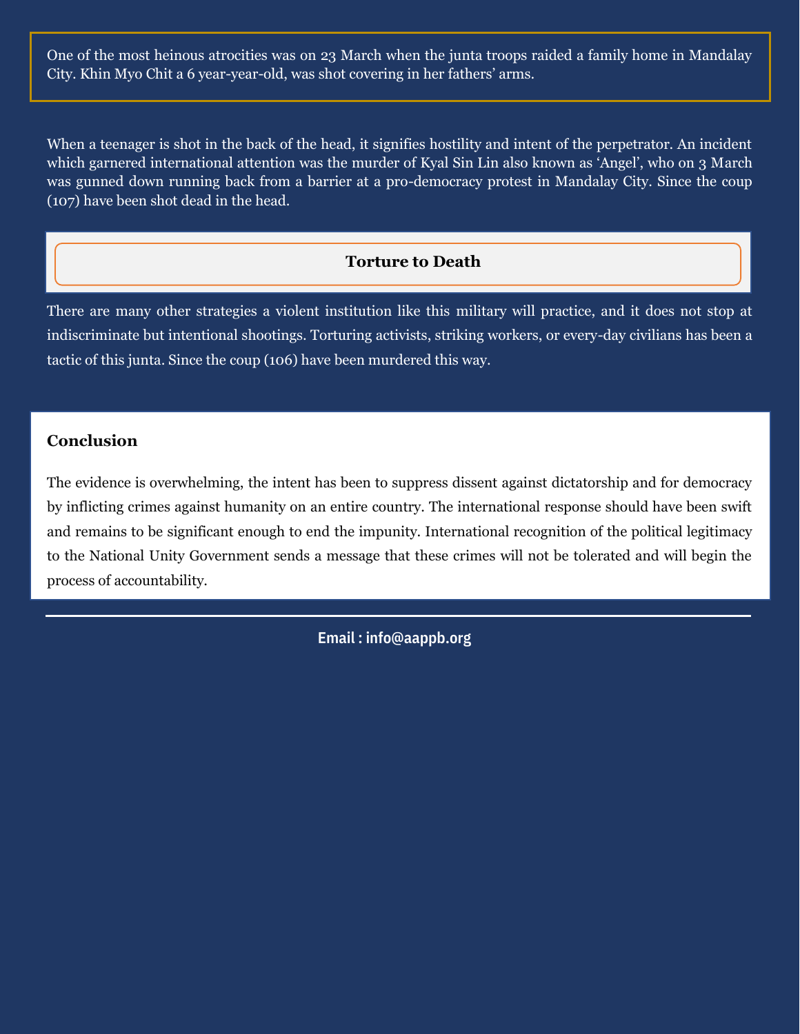One of the most heinous atrocities was on 23 March when the junta troops raided a family home in Mandalay City. Khin Myo Chit a 6 year-year-old, was shot covering in her fathers' arms.

When a teenager is shot in the back of the head, it signifies hostility and intent of the perpetrator. An incident which garnered international attention was the murder of Kyal Sin Lin also known as 'Angel', who on 3 March was gunned down running back from a barrier at a pro-democracy protest in Mandalay City. Since the coup (107) have been shot dead in the head.

## Torture to Death

There are many other strategies a violent institution like this military will practice, and it does not stop at indiscriminate but intentional shootings. Torturing activists, striking workers, or every-day civilians has been a tactic of this junta. Since the coup (106) have been murdered this way.

### Conclusion

The evidence is overwhelming, the intent has been to suppress dissent against dictatorship and for democracy by inflicting crimes against humanity on an entire country. The international response should have been swift and remains to be significant enough to end the impunity. International recognition of the political legitimacy to the National Unity Government sends a message that these crimes will not be tolerated and will begin the process of accountability.

---

**Email : info@aappb.org**